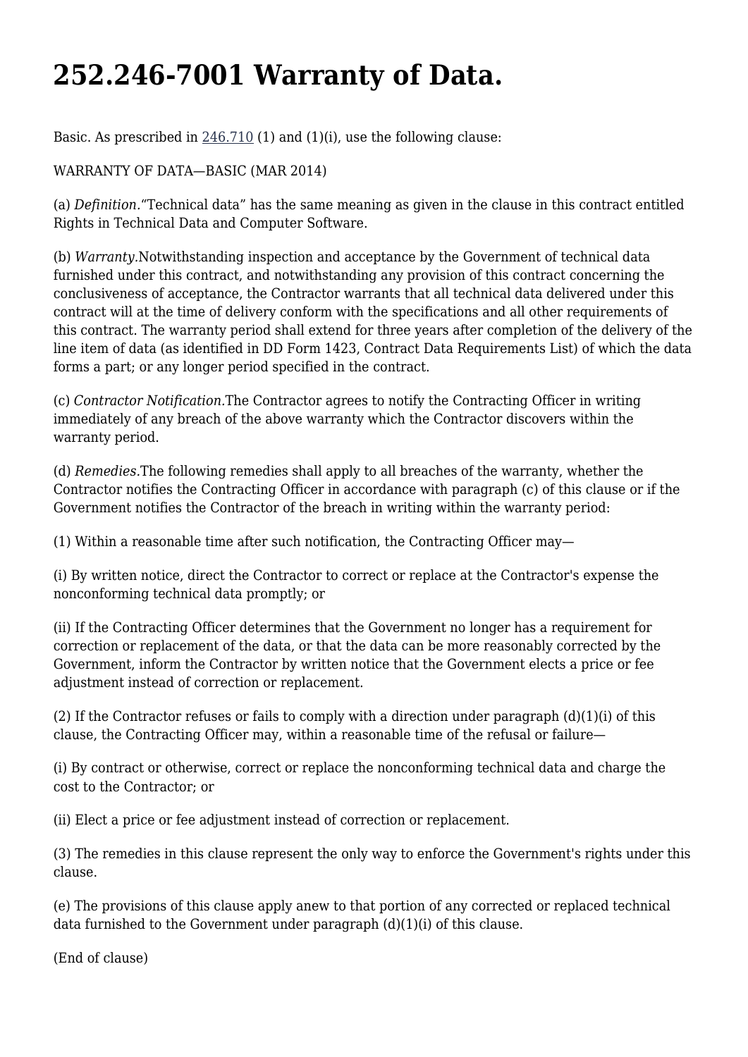# 252.246-7001 Warranty of Data.

Basic. As prescribed in 246.710 (1) and (1)(i), use the following clause:

WARRANTY OF DATA—BASIC (MAR 2014)

(a) *Definition.*"Technical data" has the same meaning as given in the clause in this contract entitled Rights in Technical Data and Computer Software.

(b) *Warranty.*Notwithstanding inspection and acceptance by the Government of technical data furnished under this contract, and notwithstanding any provision of this contract concerning the conclusiveness of acceptance, the Contractor warrants that all technical data delivered under this contract will at the time of delivery conform with the specifications and all other requirements of this contract. The warranty period shall extend for three years after completion of the delivery of the line item of data (as identified in DD Form 1423, Contract Data Requirements List) of which the data forms a part; or any longer period specified in the contract.

(c) *Contractor Notification.*The Contractor agrees to notify the Contracting Officer in writing immediately of any breach of the above warranty which the Contractor discovers within the warranty period.

(d) *Remedies.*The following remedies shall apply to all breaches of the warranty, whether the Contractor notifies the Contracting Officer in accordance with paragraph (c) of this clause or if the Government notifies the Contractor of the breach in writing within the warranty period:

(1) Within a reasonable time after such notification, the Contracting Officer may—

(i) By written notice, direct the Contractor to correct or replace at the Contractor's expense the nonconforming technical data promptly; or

(ii) If the Contracting Officer determines that the Government no longer has a requirement for correction or replacement of the data, or that the data can be more reasonably corrected by the Government, inform the Contractor by written notice that the Government elects a price or fee adjustment instead of correction or replacement.

(2) If the Contractor refuses or fails to comply with a direction under paragraph (d)(1)(i) of this clause, the Contracting Officer may, within a reasonable time of the refusal or failure—

(i) By contract or otherwise, correct or replace the nonconforming technical data and charge the cost to the Contractor; or

(ii) Elect a price or fee adjustment instead of correction or replacement.

(3) The remedies in this clause represent the only way to enforce the Government's rights under this clause.

(e) The provisions of this clause apply anew to that portion of any corrected or replaced technical data furnished to the Government under paragraph (d)(1)(i) of this clause.

(End of clause)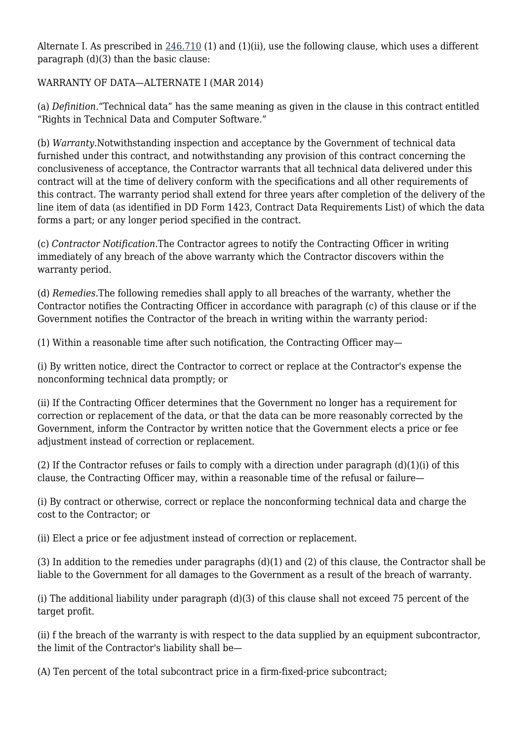Alternate I. As prescribed in 246.710 (1) and (1)(ii), use the following clause, which uses a different paragraph (d)(3) than the basic clause:

WARRANTY OF DATA—ALTERNATE I (MAR 2014)

(a) *Definition.*"Technical data" has the same meaning as given in the clause in this contract entitled "Rights in Technical Data and Computer Software."

(b) *Warranty.*Notwithstanding inspection and acceptance by the Government of technical data furnished under this contract, and notwithstanding any provision of this contract concerning the conclusiveness of acceptance, the Contractor warrants that all technical data delivered under this contract will at the time of delivery conform with the specifications and all other requirements of this contract. The warranty period shall extend for three years after completion of the delivery of the line item of data (as identified in DD Form 1423, Contract Data Requirements List) of which the data forms a part; or any longer period specified in the contract.

(c) *Contractor Notification.*The Contractor agrees to notify the Contracting Officer in writing immediately of any breach of the above warranty which the Contractor discovers within the warranty period.

(d) *Remedies.*The following remedies shall apply to all breaches of the warranty, whether the Contractor notifies the Contracting Officer in accordance with paragraph (c) of this clause or if the Government notifies the Contractor of the breach in writing within the warranty period:

(1) Within a reasonable time after such notification, the Contracting Officer may—

(i) By written notice, direct the Contractor to correct or replace at the Contractor's expense the nonconforming technical data promptly; or

(ii) If the Contracting Officer determines that the Government no longer has a requirement for correction or replacement of the data, or that the data can be more reasonably corrected by the Government, inform the Contractor by written notice that the Government elects a price or fee adjustment instead of correction or replacement.

(2) If the Contractor refuses or fails to comply with a direction under paragraph (d)(1)(i) of this clause, the Contracting Officer may, within a reasonable time of the refusal or failure—

(i) By contract or otherwise, correct or replace the nonconforming technical data and charge the cost to the Contractor; or

(ii) Elect a price or fee adjustment instead of correction or replacement.

(3) In addition to the remedies under paragraphs (d)(1) and (2) of this clause, the Contractor shall be liable to the Government for all damages to the Government as a result of the breach of warranty.

(i) The additional liability under paragraph (d)(3) of this clause shall not exceed 75 percent of the target profit.

(ii) f the breach of the warranty is with respect to the data supplied by an equipment subcontractor, the limit of the Contractor's liability shall be—

(A) Ten percent of the total subcontract price in a firm-fixed-price subcontract;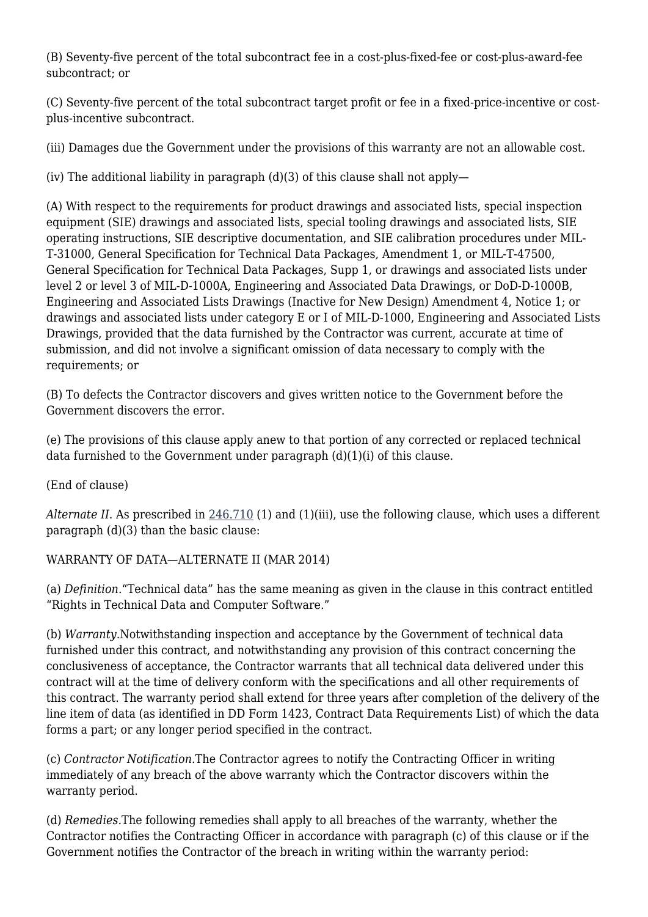(B) Seventy-five percent of the total subcontract fee in a cost-plus-fixed-fee or cost-plus-award-fee subcontract; or

(C) Seventy-five percent of the total subcontract target profit or fee in a fixed-price-incentive or cost-plus-incentive subcontract.

(iii) Damages due the Government under the provisions of this warranty are not an allowable cost.

(iv) The additional liability in paragraph (d)(3) of this clause shall not apply—

(A) With respect to the requirements for product drawings and associated lists, special inspection equipment (SIE) drawings and associated lists, special tooling drawings and associated lists, SIE operating instructions, SIE descriptive documentation, and SIE calibration procedures under MIL-T-31000, General Specification for Technical Data Packages, Amendment 1, or MIL-T-47500, General Specification for Technical Data Packages, Supp 1, or drawings and associated lists under level 2 or level 3 of MIL-D-1000A, Engineering and Associated Data Drawings, or DoD-D-1000B, Engineering and Associated Lists Drawings (Inactive for New Design) Amendment 4, Notice 1; or drawings and associated lists under category E or I of MIL-D-1000, Engineering and Associated Lists Drawings, provided that the data furnished by the Contractor was current, accurate at time of submission, and did not involve a significant omission of data necessary to comply with the requirements; or

(B) To defects the Contractor discovers and gives written notice to the Government before the Government discovers the error.

(e) The provisions of this clause apply anew to that portion of any corrected or replaced technical data furnished to the Government under paragraph (d)(1)(i) of this clause.

(End of clause)

*Alternate II.* As prescribed in 246.710 (1) and (1)(iii), use the following clause, which uses a different paragraph (d)(3) than the basic clause:

WARRANTY OF DATA—ALTERNATE II (MAR 2014)

(a) *Definition.*"Technical data" has the same meaning as given in the clause in this contract entitled "Rights in Technical Data and Computer Software."

(b) *Warranty.*Notwithstanding inspection and acceptance by the Government of technical data furnished under this contract, and notwithstanding any provision of this contract concerning the conclusiveness of acceptance, the Contractor warrants that all technical data delivered under this contract will at the time of delivery conform with the specifications and all other requirements of this contract. The warranty period shall extend for three years after completion of the delivery of the line item of data (as identified in DD Form 1423, Contract Data Requirements List) of which the data forms a part; or any longer period specified in the contract.

(c) *Contractor Notification.*The Contractor agrees to notify the Contracting Officer in writing immediately of any breach of the above warranty which the Contractor discovers within the warranty period.

(d) *Remedies.*The following remedies shall apply to all breaches of the warranty, whether the Contractor notifies the Contracting Officer in accordance with paragraph (c) of this clause or if the Government notifies the Contractor of the breach in writing within the warranty period: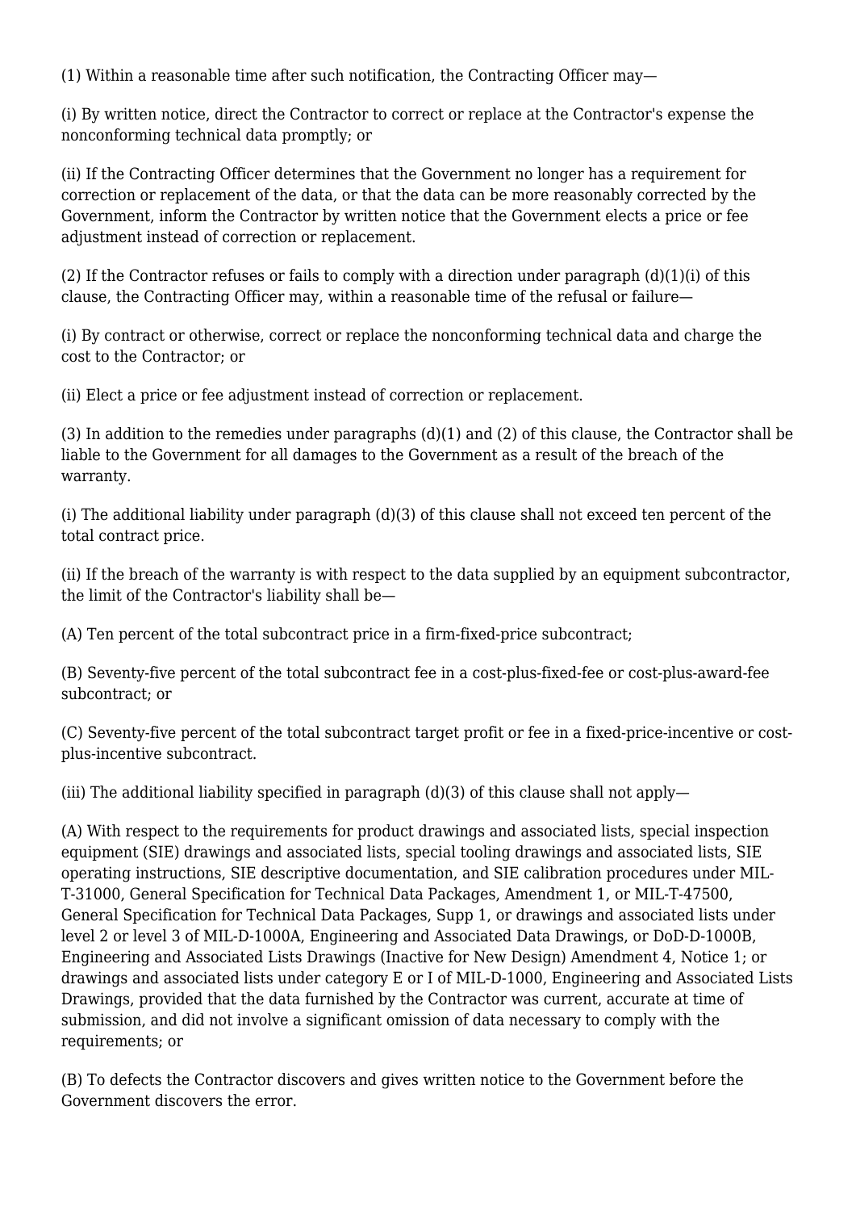(1) Within a reasonable time after such notification, the Contracting Officer may—

(i) By written notice, direct the Contractor to correct or replace at the Contractor's expense the nonconforming technical data promptly; or

(ii) If the Contracting Officer determines that the Government no longer has a requirement for correction or replacement of the data, or that the data can be more reasonably corrected by the Government, inform the Contractor by written notice that the Government elects a price or fee adjustment instead of correction or replacement.

(2) If the Contractor refuses or fails to comply with a direction under paragraph (d)(1)(i) of this clause, the Contracting Officer may, within a reasonable time of the refusal or failure—

(i) By contract or otherwise, correct or replace the nonconforming technical data and charge the cost to the Contractor; or

(ii) Elect a price or fee adjustment instead of correction or replacement.

(3) In addition to the remedies under paragraphs (d)(1) and (2) of this clause, the Contractor shall be liable to the Government for all damages to the Government as a result of the breach of the warranty.

(i) The additional liability under paragraph (d)(3) of this clause shall not exceed ten percent of the total contract price.

(ii) If the breach of the warranty is with respect to the data supplied by an equipment subcontractor, the limit of the Contractor's liability shall be—

(A) Ten percent of the total subcontract price in a firm-fixed-price subcontract;

(B) Seventy-five percent of the total subcontract fee in a cost-plus-fixed-fee or cost-plus-award-fee subcontract; or

(C) Seventy-five percent of the total subcontract target profit or fee in a fixed-price-incentive or cost-plus-incentive subcontract.

(iii) The additional liability specified in paragraph (d)(3) of this clause shall not apply—

(A) With respect to the requirements for product drawings and associated lists, special inspection equipment (SIE) drawings and associated lists, special tooling drawings and associated lists, SIE operating instructions, SIE descriptive documentation, and SIE calibration procedures under MIL-T-31000, General Specification for Technical Data Packages, Amendment 1, or MIL-T-47500, General Specification for Technical Data Packages, Supp 1, or drawings and associated lists under level 2 or level 3 of MIL-D-1000A, Engineering and Associated Data Drawings, or DoD-D-1000B, Engineering and Associated Lists Drawings (Inactive for New Design) Amendment 4, Notice 1; or drawings and associated lists under category E or I of MIL-D-1000, Engineering and Associated Lists Drawings, provided that the data furnished by the Contractor was current, accurate at time of submission, and did not involve a significant omission of data necessary to comply with the requirements; or

(B) To defects the Contractor discovers and gives written notice to the Government before the Government discovers the error.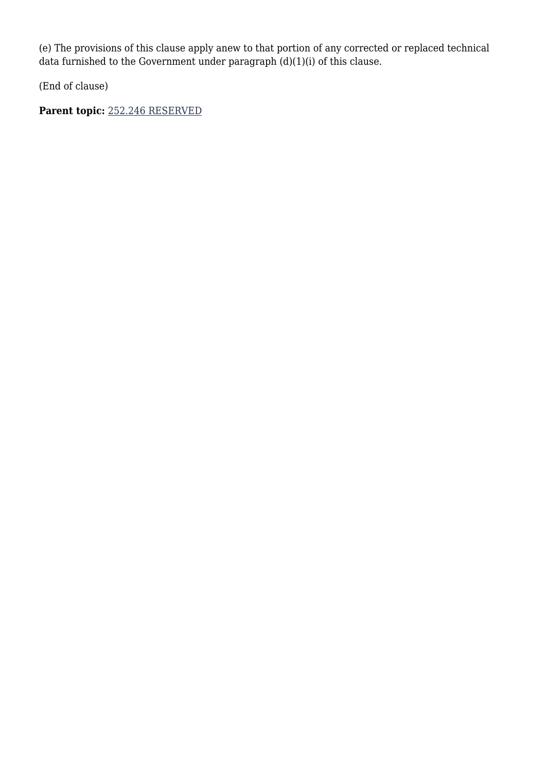(e) The provisions of this clause apply anew to that portion of any corrected or replaced technical data furnished to the Government under paragraph (d)(1)(i) of this clause.

(End of clause)

**Parent topic:** 252.246 RESERVED